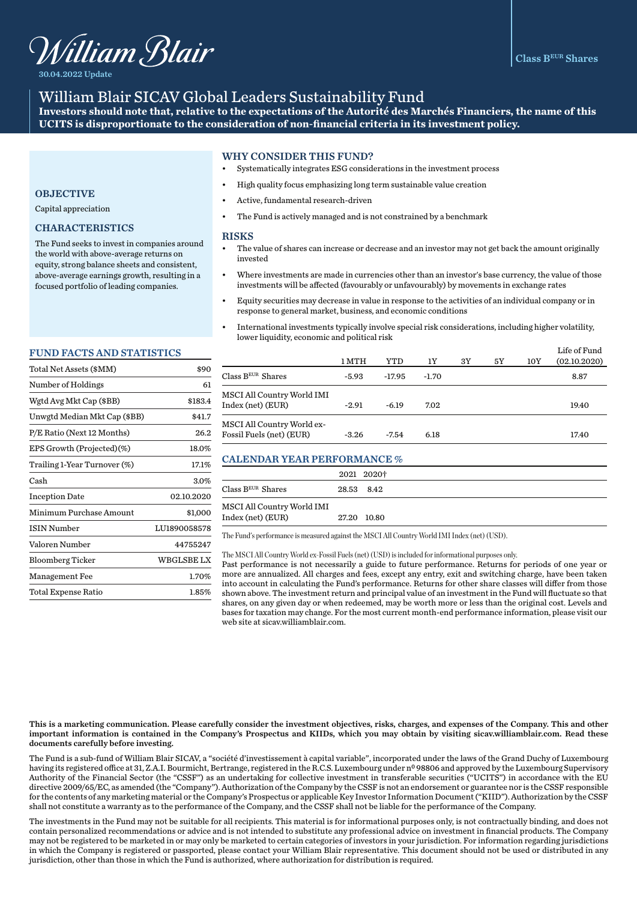William Blair

30.04.2022 Update

Class B$^{EUR}$ Shares

# William Blair SICAV Global Leaders Sustainability Fund

**Investors should note that, relative to the expectations of the Autorité des Marchés Financiers, the name of this UCITS is disproportionate to the consideration of non-financial criteria in its investment policy.**

## OBJECTIVE

Capital appreciation

## CHARACTERISTICS

The Fund seeks to invest in companies around the world with above-average returns on equity, strong balance sheets and consistent, above-average earnings growth, resulting in a focused portfolio of leading companies.

## WHY CONSIDER THIS FUND?

- Systematically integrates ESG considerations in the investment process
- High quality focus emphasizing long term sustainable value creation
- Active, fundamental research-driven
- The Fund is actively managed and is not constrained by a benchmark

## RISKS

- The value of shares can increase or decrease and an investor may not get back the amount originally invested
- Where investments are made in currencies other than an investor's base currency, the value of those investments will be affected (favourably or unfavourably) by movements in exchange rates
- Equity securities may decrease in value in response to the activities of an individual company or in response to general market, business, and economic conditions
- International investments typically involve special risk considerations, including higher volatility, lower liquidity, economic and political risk

## FUND FACTS AND STATISTICS

| | |
|---|---|
| Total Net Assets ($MM) | $90 |
| Number of Holdings | 61 |
| Wgtd Avg Mkt Cap ($BB) | $183.4 |
| Unwgtd Median Mkt Cap ($BB) | $41.7 |
| P/E Ratio (Next 12 Months) | 26.2 |
| EPS Growth (Projected)(%) | 18.0% |
| Trailing 1-Year Turnover (%) | 17.1% |
| Cash | 3.0% |
| Inception Date | 02.10.2020 |
| Minimum Purchase Amount | $1,000 |
| ISIN Number | LU1890058578 |
| Valoren Number | 44755247 |
| Bloomberg Ticker | WBGLSBE LX |
| Management Fee | 1.70% |
| Total Expense Ratio | 1.85% |

| | 1 MTH | YTD | 1Y | 3Y | 5Y | 10Y | Life of Fund (02.10.2020) |
|---|---|---|---|---|---|---|---|
| Class B$^{EUR}$ Shares | -5.93 | -17.95 | -1.70 | | | | 8.87 |
| MSCI All Country World IMI Index (net) (EUR) | -2.91 | -6.19 | 7.02 | | | | 19.40 |
| MSCI All Country World ex-Fossil Fuels (net) (EUR) | -3.26 | -7.54 | 6.18 | | | | 17.40 |

## CALENDAR YEAR PERFORMANCE %

| | 2021 | 2020† |
|---|---|---|
| Class B$^{EUR}$ Shares | 28.53 | 8.42 |
| MSCI All Country World IMI Index (net) (EUR) | 27.20 | 10.80 |

The Fund's performance is measured against the MSCI All Country World IMI Index (net) (USD).

The MSCI All Country World ex-Fossil Fuels (net) (USD) is included for informational purposes only.

Past performance is not necessarily a guide to future performance. Returns for periods of one year or more are annualized. All charges and fees, except any entry, exit and switching charge, have been taken into account in calculating the Fund's performance. Returns for other share classes will differ from those shown above. The investment return and principal value of an investment in the Fund will fluctuate so that shares, on any given day or when redeemed, may be worth more or less than the original cost. Levels and bases for taxation may change. For the most current month-end performance information, please visit our web site at sicav.williamblair.com.

**This is a marketing communication. Please carefully consider the investment objectives, risks, charges, and expenses of the Company. This and other important information is contained in the Company's Prospectus and KIIDs, which you may obtain by visiting sicav.williamblair.com. Read these documents carefully before investing.**

The Fund is a sub-fund of William Blair SICAV, a "société d'investissement à capital variable", incorporated under the laws of the Grand Duchy of Luxembourg having its registered office at 31, Z.A.I. Bourmicht, Bertrange, registered in the R.C.S. Luxembourg under nº 98806 and approved by the Luxembourg Supervisory Authority of the Financial Sector (the "CSSF") as an undertaking for collective investment in transferable securities ("UCITS") in accordance with the EU directive 2009/65/EC, as amended (the "Company"). Authorization of the Company by the CSSF is not an endorsement or guarantee nor is the CSSF responsible for the contents of any marketing material or the Company's Prospectus or applicable Key Investor Information Document ("KIID"). Authorization by the CSSF shall not constitute a warranty as to the performance of the Company, and the CSSF shall not be liable for the performance of the Company.

The investments in the Fund may not be suitable for all recipients. This material is for informational purposes only, is not contractually binding, and does not contain personalized recommendations or advice and is not intended to substitute any professional advice on investment in financial products. The Company may not be registered to be marketed in or may only be marketed to certain categories of investors in your jurisdiction. For information regarding jurisdictions in which the Company is registered or passported, please contact your William Blair representative. This document should not be used or distributed in any jurisdiction, other than those in which the Fund is authorized, where authorization for distribution is required.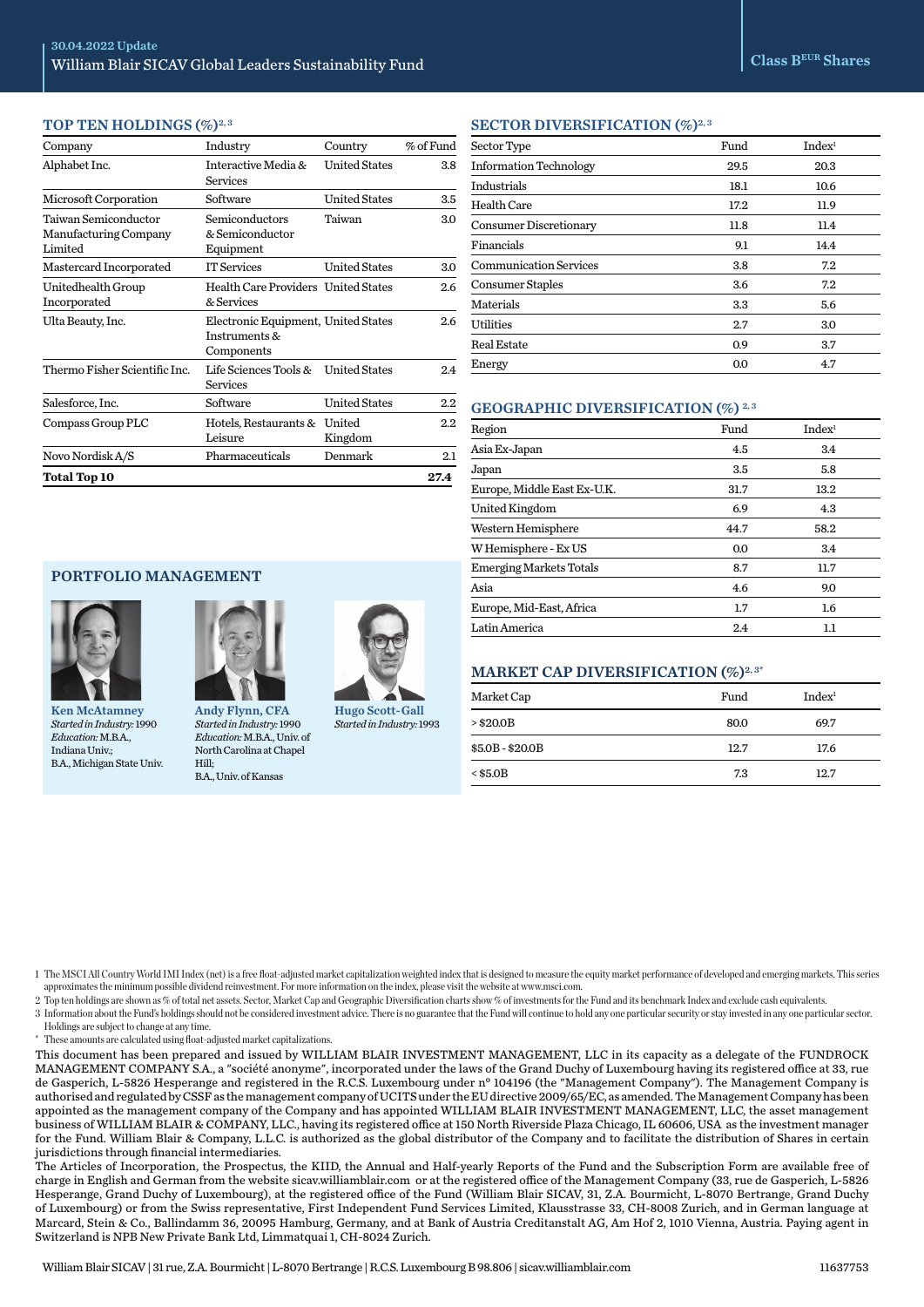30.04.2022 Update
William Blair SICAV Global Leaders Sustainability Fund

Class B[EUR] Shares

## TOP TEN HOLDINGS (%)[2, 3]

| Company | Industry | Country | % of Fund |
|---|---|---|---|
| Alphabet Inc. | Interactive Media & Services | United States | 3.8 |
| Microsoft Corporation | Software | United States | 3.5 |
| Taiwan Semiconductor Manufacturing Company Limited | Semiconductors & Semiconductor Equipment | Taiwan | 3.0 |
| Mastercard Incorporated | IT Services | United States | 3.0 |
| Unitedhealth Group Incorporated | Health Care Providers & Services | United States | 2.6 |
| Ulta Beauty, Inc. | Electronic Equipment, Instruments & Components | United States | 2.6 |
| Thermo Fisher Scientific Inc. | Life Sciences Tools & Services | United States | 2.4 |
| Salesforce, Inc. | Software | United States | 2.2 |
| Compass Group PLC | Hotels, Restaurants & Leisure | United Kingdom | 2.2 |
| Novo Nordisk A/S | Pharmaceuticals | Denmark | 2.1 |
| **Total Top 10** | | | **27.4** |

## PORTFOLIO MANAGEMENT

**Ken McAtamney**
*Started in Industry:* 1990
*Education:* M.B.A., Indiana Univ.;
B.A., Michigan State Univ.

**Andy Flynn, CFA**
*Started in Industry:* 1990
*Education:* M.B.A., Univ. of North Carolina at Chapel Hill;
B.A., Univ. of Kansas

**Hugo Scott-Gall**
*Started in Industry:* 1993

## SECTOR DIVERSIFICATION (%)[2, 3]

| Sector Type | Fund | Index[1] |
|---|---|---|
| Information Technology | 29.5 | 20.3 |
| Industrials | 18.1 | 10.6 |
| Health Care | 17.2 | 11.9 |
| Consumer Discretionary | 11.8 | 11.4 |
| Financials | 9.1 | 14.4 |
| Communication Services | 3.8 | 7.2 |
| Consumer Staples | 3.6 | 7.2 |
| Materials | 3.3 | 5.6 |
| Utilities | 2.7 | 3.0 |
| Real Estate | 0.9 | 3.7 |
| Energy | 0.0 | 4.7 |

## GEOGRAPHIC DIVERSIFICATION (%)[2, 3]

| Region | Fund | Index[1] |
|---|---|---|
| Asia Ex-Japan | 4.5 | 3.4 |
| Japan | 3.5 | 5.8 |
| Europe, Middle East Ex-U.K. | 31.7 | 13.2 |
| United Kingdom | 6.9 | 4.3 |
| Western Hemisphere | 44.7 | 58.2 |
| W Hemisphere - Ex US | 0.0 | 3.4 |
| Emerging Markets Totals | 8.7 | 11.7 |
| Asia | 4.6 | 9.0 |
| Europe, Mid-East, Africa | 1.7 | 1.6 |
| Latin America | 2.4 | 1.1 |

## MARKET CAP DIVERSIFICATION (%)[2, 3*]

| Market Cap | Fund | Index[1] |
|---|---|---|
| > $20.0B | 80.0 | 69.7 |
| $5.0B - $20.0B | 12.7 | 17.6 |
| < $5.0B | 7.3 | 12.7 |

1 The MSCI All Country World IMI Index (net) is a free float-adjusted market capitalization weighted index that is designed to measure the equity market performance of developed and emerging markets. This series approximates the minimum possible dividend reinvestment. For more information on the index, please visit the website at www.msci.com.
2 Top ten holdings are shown as % of total net assets. Sector, Market Cap and Geographic Diversification charts show % of investments for the Fund and its benchmark Index and exclude cash equivalents.
3 Information about the Fund's holdings should not be considered investment advice. There is no guarantee that the Fund will continue to hold any one particular security or stay invested in any one particular sector. Holdings are subject to change at any time.
\* These amounts are calculated using float-adjusted market capitalizations.

This document has been prepared and issued by WILLIAM BLAIR INVESTMENT MANAGEMENT, LLC in its capacity as a delegate of the FUNDROCK MANAGEMENT COMPANY S.A., a "société anonyme", incorporated under the laws of the Grand Duchy of Luxembourg having its registered office at 33, rue de Gasperich, L-5826 Hesperange and registered in the R.C.S. Luxembourg under n° 104196 (the "Management Company"). The Management Company is authorised and regulated by CSSF as the management company of UCITS under the EU directive 2009/65/EC, as amended. The Management Company has been appointed as the management company of the Company and has appointed WILLIAM BLAIR INVESTMENT MANAGEMENT, LLC, the asset management business of WILLIAM BLAIR & COMPANY, LLC., having its registered office at 150 North Riverside Plaza Chicago, IL 60606, USA as the investment manager for the Fund. William Blair & Company, L.L.C. is authorized as the global distributor of the Company and to facilitate the distribution of Shares in certain jurisdictions through financial intermediaries.
The Articles of Incorporation, the Prospectus, the KIID, the Annual and Half-yearly Reports of the Fund and the Subscription Form are available free of charge in English and German from the website sicav.williamblair.com or at the registered office of the Management Company (33, rue de Gasperich, L-5826 Hesperange, Grand Duchy of Luxembourg), at the registered office of the Fund (William Blair SICAV, 31, Z.A. Bourmicht, L-8070 Bertrange, Grand Duchy of Luxembourg) or from the Swiss representative, First Independent Fund Services Limited, Klausstrasse 33, CH-8008 Zurich, and in German language at Marcard, Stein & Co., Ballindamm 36, 20095 Hamburg, Germany, and at Bank of Austria Creditanstalt AG, Am Hof 2, 1010 Vienna, Austria. Paying agent in Switzerland is NPB New Private Bank Ltd, Limmatquai 1, CH-8024 Zurich.

William Blair SICAV | 31 rue, Z.A. Bourmicht | L-8070 Bertrange | R.C.S. Luxembourg B 98.806 | sicav.williamblair.com 11637753